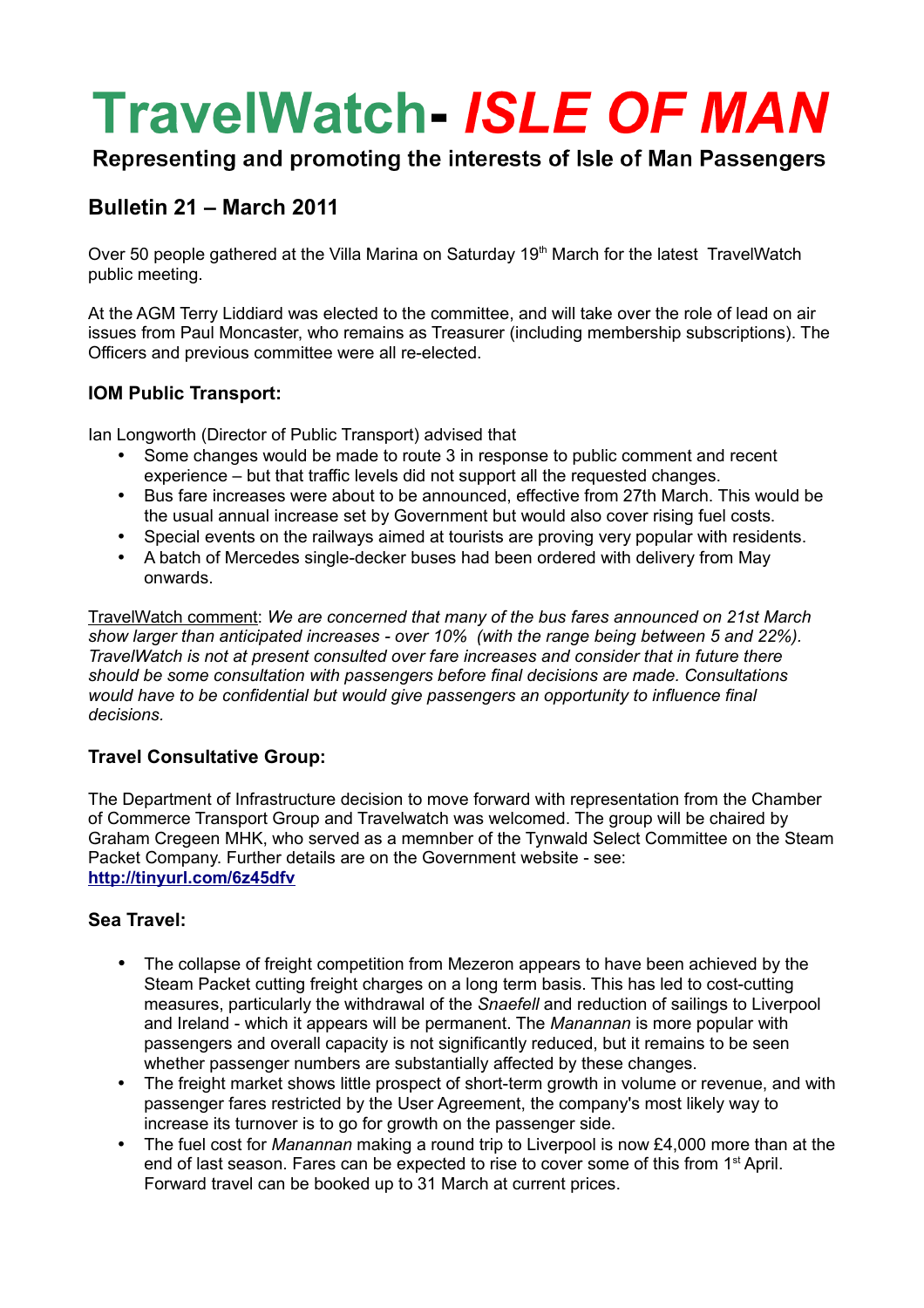# TravelWatch- *ISLE OF MAN*

**Representing and promoting the interests of Isle of Man Passengers**

## Bulletin 21 – March 2011

Over 50 people gathered at the Villa Marina on Saturday 19th March for the latest TravelWatch public meeting.

At the AGM Terry Liddiard was elected to the committee, and will take over the role of lead on air issues from Paul Moncaster, who remains as Treasurer (including membership subscriptions). The Officers and previous committee were all re-elected.

### IOM Public Transport:

Ian Longworth (Director of Public Transport) advised that

- Some changes would be made to route 3 in response to public comment and recent experience – but that traffic levels did not support all the requested changes.
- Bus fare increases were about to be announced, effective from 27th March. This would be the usual annual increase set by Government but would also cover rising fuel costs.
- Special events on the railways aimed at tourists are proving very popular with residents.
- A batch of Mercedes single-decker buses had been ordered with delivery from May onwards.

TravelWatch comment: *We are concerned that many of the bus fares announced on 21st March show larger than anticipated increases - over 10% (with the range being between 5 and 22%). TravelWatch is not at present consulted over fare increases and consider that in future there should be some consultation with passengers before final decisions are made. Consultations would have to be confidential but would give passengers an opportunity to influence final decisions.*

### Travel Consultative Group:

The Department of Infrastructure decision to move forward with representation from the Chamber of Commerce Transport Group and Travelwatch was welcomed. The group will be chaired by Graham Cregeen MHK, who served as a memnber of the Tynwald Select Committee on the Steam Packet Company. Further details are on the Government website - see: **http://tinyurl.com/6z45dfv**

### Sea Travel:

- The collapse of freight competition from Mezeron appears to have been achieved by the Steam Packet cutting freight charges on a long term basis. This has led to cost-cutting measures, particularly the withdrawal of the *Snaefell* and reduction of sailings to Liverpool and Ireland - which it appears will be permanent. The *Manannan* is more popular with passengers and overall capacity is not significantly reduced, but it remains to be seen whether passenger numbers are substantially affected by these changes.
- The freight market shows little prospect of short-term growth in volume or revenue, and with passenger fares restricted by the User Agreement, the company's most likely way to increase its turnover is to go for growth on the passenger side.
- The fuel cost for *Manannan* making a round trip to Liverpool is now £4,000 more than at the end of last season. Fares can be expected to rise to cover some of this from 1st April. Forward travel can be booked up to 31 March at current prices.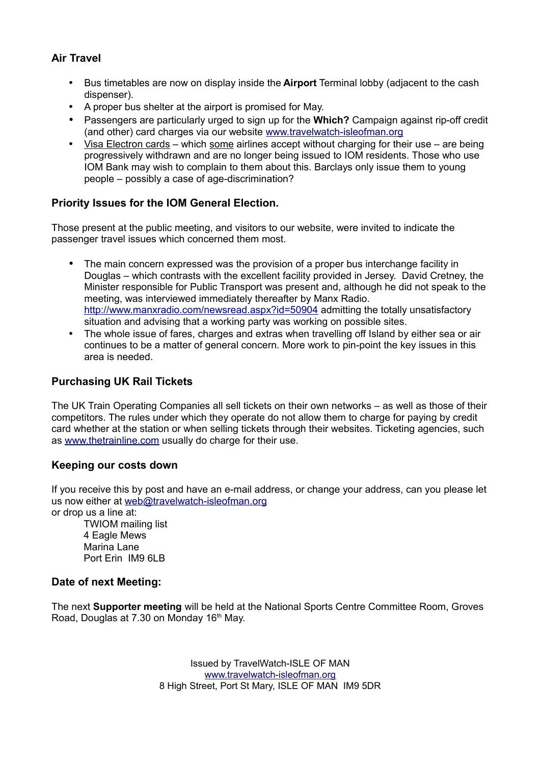## Air Travel

- Bus timetables are now on display inside the **Airport** Terminal lobby (adjacent to the cash dispenser).
- A proper bus shelter at the airport is promised for May.
- Passengers are particularly urged to sign up for the **Which?** Campaign against rip-off credit (and other) card charges via our website www.travelwatch-isleofman.org
- Visa Electron cards – which some airlines accept without charging for their use – are being progressively withdrawn and are no longer being issued to IOM residents. Those who use IOM Bank may wish to complain to them about this. Barclays only issue them to young people – possibly a case of age-discrimination?

## Priority Issues for the IOM General Election.

Those present at the public meeting, and visitors to our website, were invited to indicate the passenger travel issues which concerned them most.

- The main concern expressed was the provision of a proper bus interchange facility in Douglas – which contrasts with the excellent facility provided in Jersey. David Cretney, the Minister responsible for Public Transport was present and, although he did not speak to the meeting, was interviewed immediately thereafter by Manx Radio. http://www.manxradio.com/newsread.aspx?id=50904 admitting the totally unsatisfactory situation and advising that a working party was working on possible sites.
- The whole issue of fares, charges and extras when travelling off Island by either sea or air continues to be a matter of general concern. More work to pin-point the key issues in this area is needed.

## Purchasing UK Rail Tickets

The UK Train Operating Companies all sell tickets on their own networks – as well as those of their competitors. The rules under which they operate do not allow them to charge for paying by credit card whether at the station or when selling tickets through their websites. Ticketing agencies, such as www.thetrainline.com usually do charge for their use.

## Keeping our costs down

If you receive this by post and have an e-mail address, or change your address, can you please let us now either at web@travelwatch-isleofman.org
or drop us a line at:

TWIOM mailing list
4 Eagle Mews
Marina Lane
Port Erin  IM9 6LB

## Date of next Meeting:

The next **Supporter meeting** will be held at the National Sports Centre Committee Room, Groves Road, Douglas at 7.30 on Monday 16th May.

Issued by TravelWatch-ISLE OF MAN
www.travelwatch-isleofman.org
8 High Street, Port St Mary, ISLE OF MAN  IM9 5DR